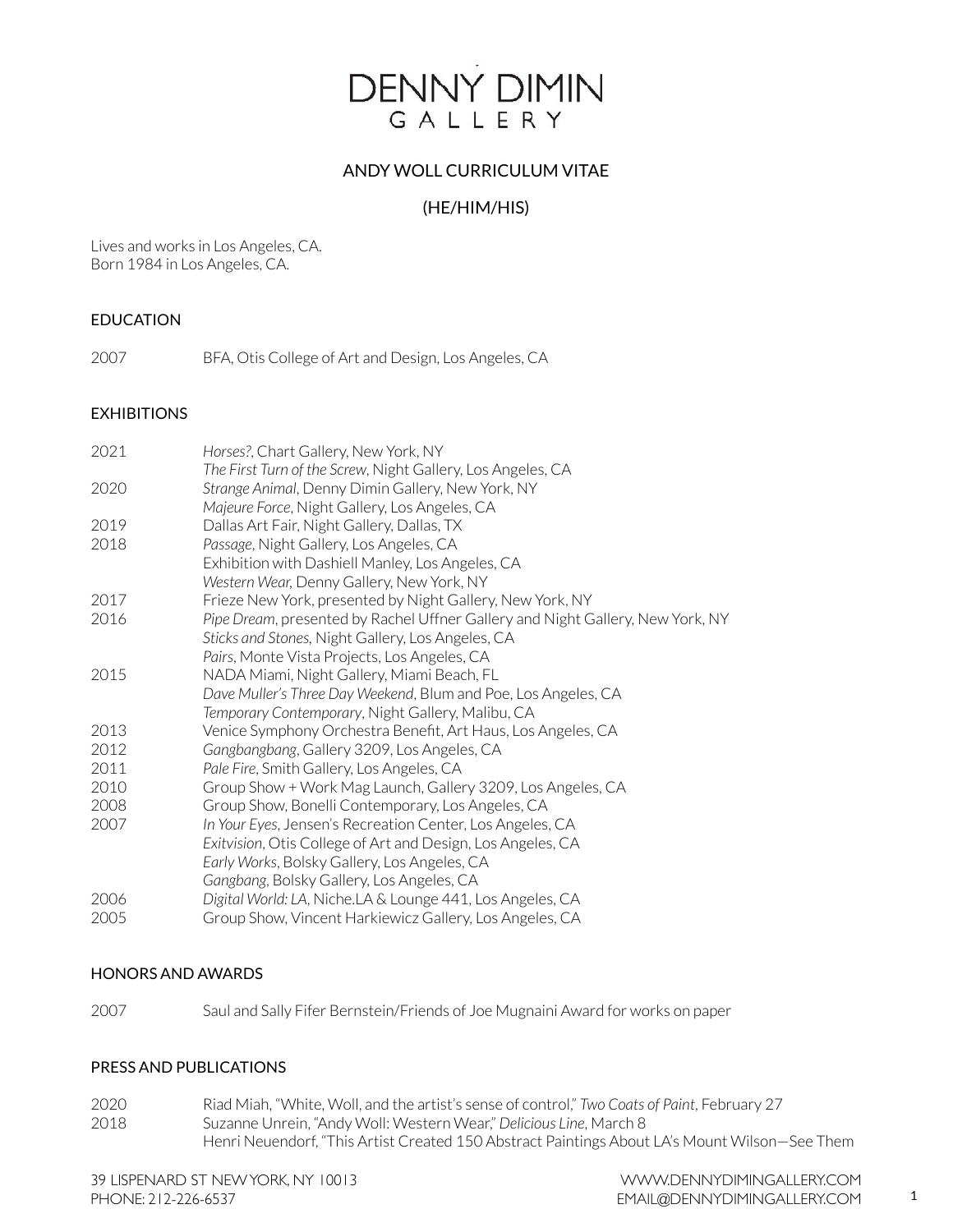# DENNY DIMIN GALLERY

## ANDY WOLL CURRICULUM VITAE

## (HE/HIM/HIS)

Lives and works in Los Angeles, CA.
Born 1984 in Los Angeles, CA.

### EDUCATION

2007 BFA, Otis College of Art and Design, Los Angeles, CA

### EXHIBITIONS

2021 *Horses?*, Chart Gallery, New York, NY
*The First Turn of the Screw*, Night Gallery, Los Angeles, CA
2020 *Strange Animal*, Denny Dimin Gallery, New York, NY
*Majeure Force*, Night Gallery, Los Angeles, CA
2019 Dallas Art Fair, Night Gallery, Dallas, TX
2018 *Passage*, Night Gallery, Los Angeles, CA
Exhibition with Dashiell Manley, Los Angeles, CA
*Western Wear,* Denny Gallery, New York, NY
2017 Frieze New York, presented by Night Gallery, New York, NY
2016 *Pipe Dream*, presented by Rachel Uffner Gallery and Night Gallery, New York, NY
*Sticks and Stones,* Night Gallery, Los Angeles, CA
*Pairs*, Monte Vista Projects, Los Angeles, CA
2015 NADA Miami, Night Gallery, Miami Beach, FL
*Dave Muller's Three Day Weekend*, Blum and Poe, Los Angeles, CA
*Temporary Contemporary*, Night Gallery, Malibu, CA
2013 Venice Symphony Orchestra Benefit, Art Haus, Los Angeles, CA
2012 *Gangbangbang*, Gallery 3209, Los Angeles, CA
2011 *Pale Fire*, Smith Gallery, Los Angeles, CA
2010 Group Show + Work Mag Launch, Gallery 3209, Los Angeles, CA
2008 Group Show, Bonelli Contemporary, Los Angeles, CA
2007 *In Your Eyes*, Jensen's Recreation Center, Los Angeles, CA
*Exitvision*, Otis College of Art and Design, Los Angeles, CA
*Early Works*, Bolsky Gallery, Los Angeles, CA
*Gangbang*, Bolsky Gallery, Los Angeles, CA
2006 *Digital World: LA*, Niche.LA & Lounge 441, Los Angeles, CA
2005 Group Show, Vincent Harkiewicz Gallery, Los Angeles, CA

### HONORS AND AWARDS

2007 Saul and Sally Fifer Bernstein/Friends of Joe Mugnaini Award for works on paper

### PRESS AND PUBLICATIONS

2020 Riad Miah, "White, Woll, and the artist's sense of control," *Two Coats of Paint*, February 27
2018 Suzanne Unrein, "Andy Woll: Western Wear," *Delicious Line*, March 8
Henri Neuendorf, "This Artist Created 150 Abstract Paintings About LA's Mount Wilson—See Them

39 LISPENARD ST NEW YORK, NY 10013
PHONE: 212-226-6537
WWW.DENNYDIMINGALLERY.COM
EMAIL@DENNYDIMINGALLERY.COM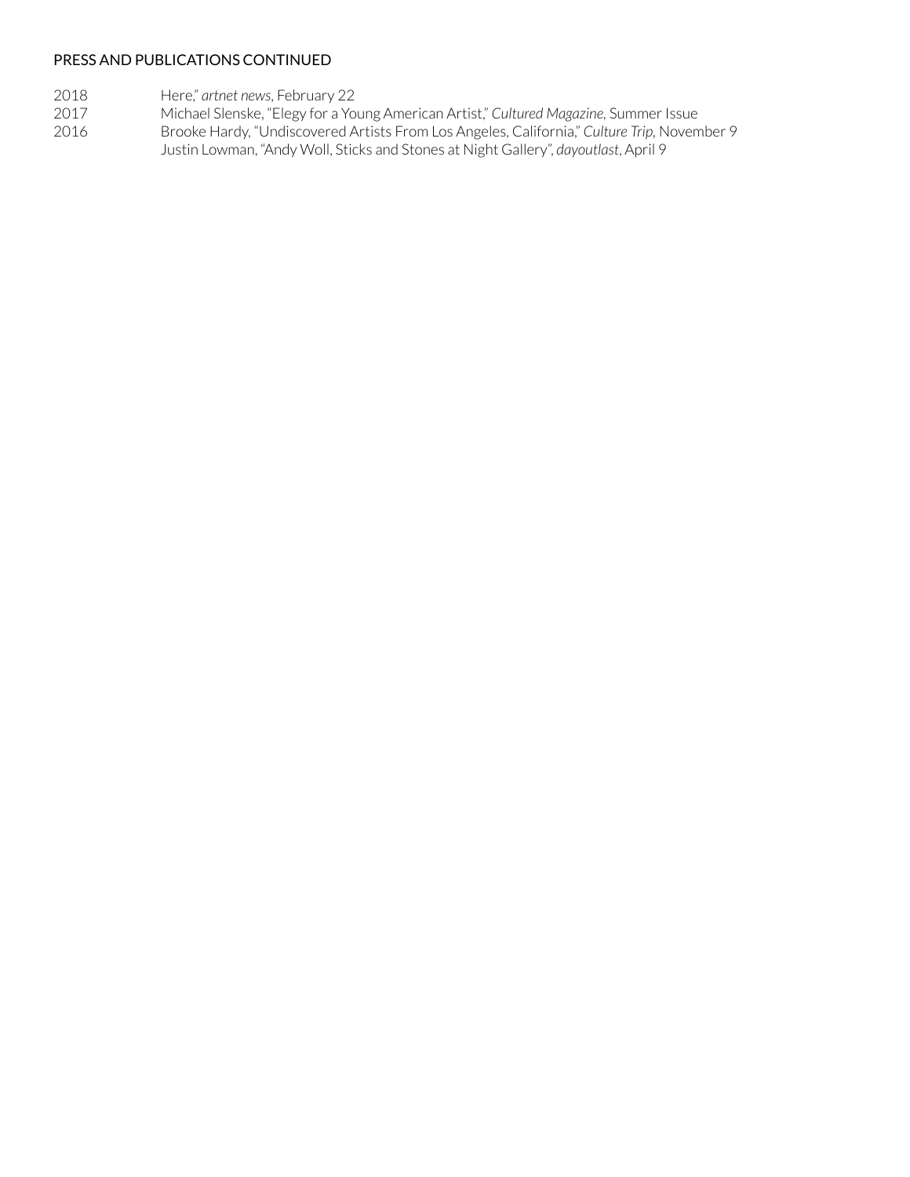PRESS AND PUBLICATIONS CONTINUED

2018 Here," *artnet news*, February 22

2017 Michael Slenske, "Elegy for a Young American Artist," *Cultured Magazine*, Summer Issue

2016 Brooke Hardy, "Undiscovered Artists From Los Angeles, California," *Culture Trip*, November 9

Justin Lowman, "Andy Woll, Sticks and Stones at Night Gallery", *dayoutlast*, April 9